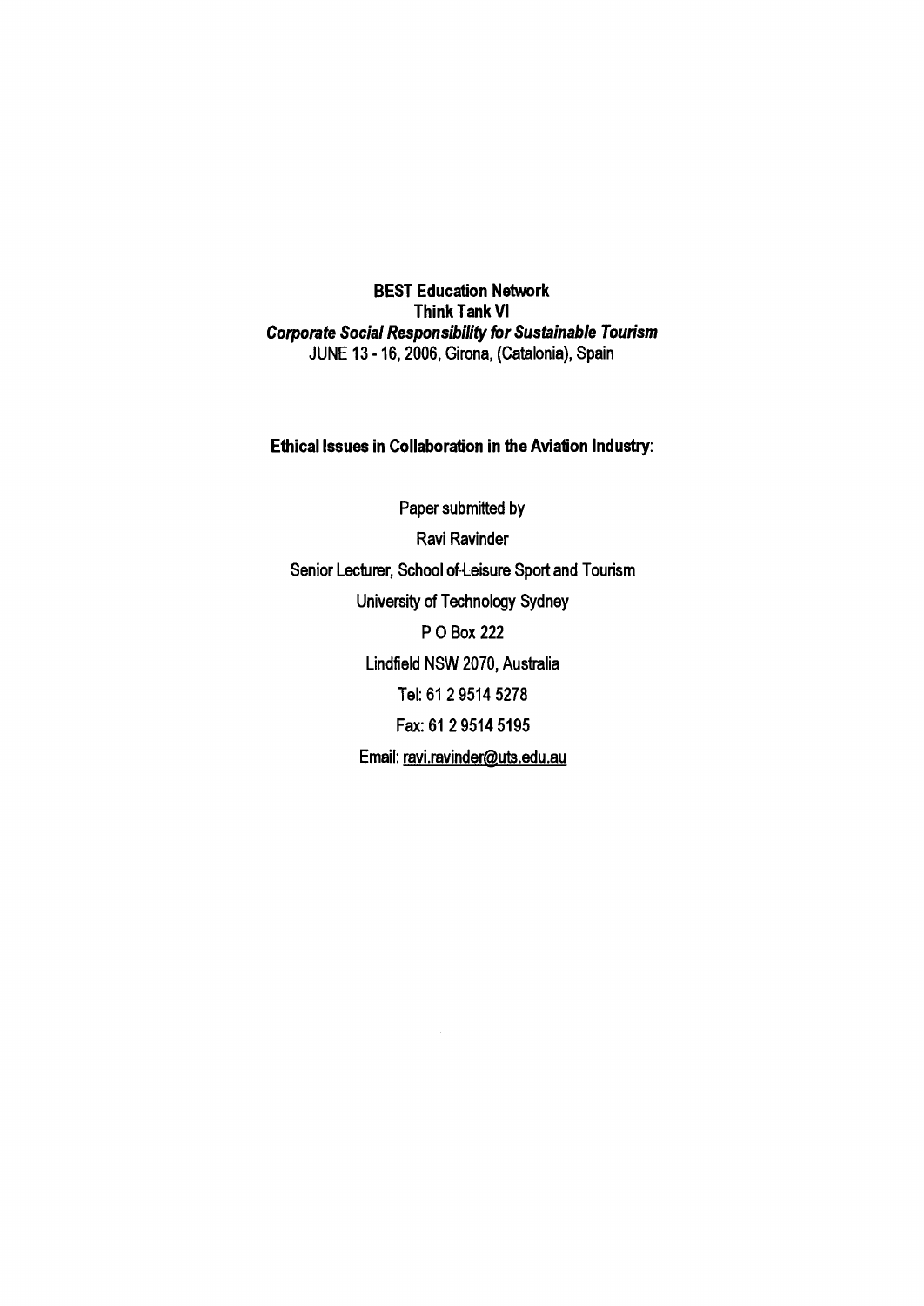**BEST Education Network**
**Think Tank VI**
***Corporate Social Responsibility for Sustainable Tourism***
JUNE 13 - 16, 2006, Girona, (Catalonia), Spain

# Ethical Issues in Collaboration in the Aviation Industry:

Paper submitted by

Ravi Ravinder

Senior Lecturer, School of-Leisure Sport and Tourism

University of Technology Sydney

P O Box 222

Lindfield NSW 2070, Australia

Tel: 61 2 9514 5278

Fax: 61 2 9514 5195

Email: ravi.ravinder@uts.edu.au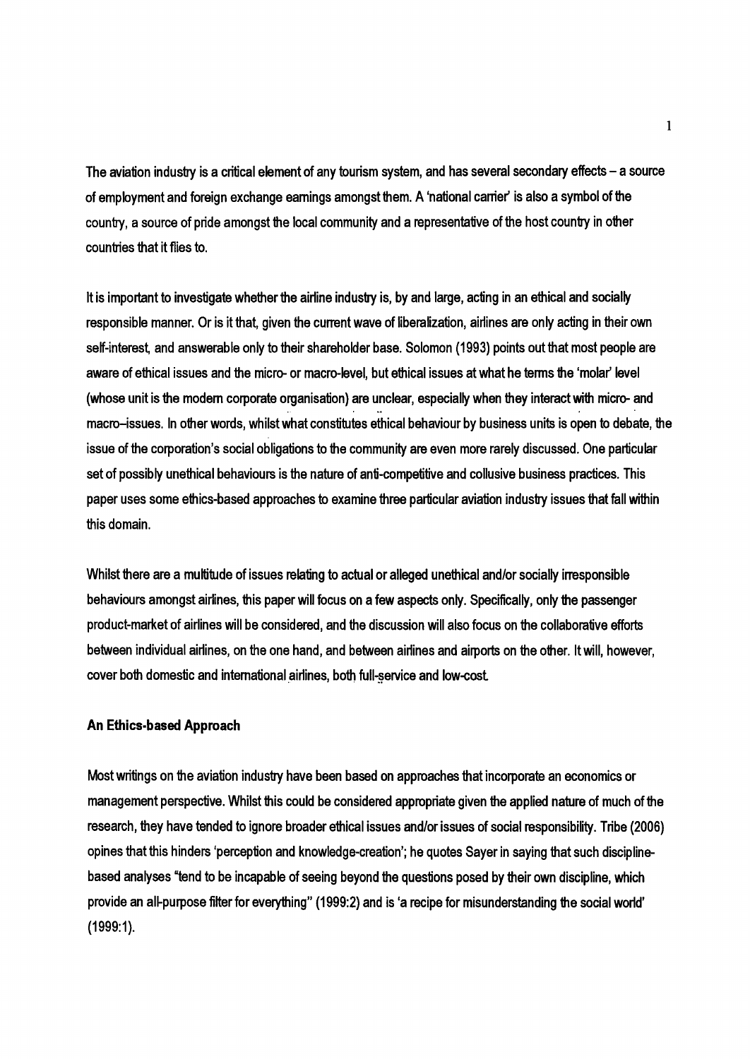The aviation industry is a critical element of any tourism system, and has several secondary effects – a source of employment and foreign exchange earnings amongst them. A 'national carrier' is also a symbol of the country, a source of pride amongst the local community and a representative of the host country in other countries that it flies to.

It is important to investigate whether the airline industry is, by and large, acting in an ethical and socially responsible manner. Or is it that, given the current wave of liberalization, airlines are only acting in their own self-interest, and answerable only to their shareholder base. Solomon (1993) points out that most people are aware of ethical issues and the micro- or macro-level, but ethical issues at what he terms the 'molar' level (whose unit is the modern corporate organisation) are unclear, especially when they interact with micro- and macro–issues. In other words, whilst what constitutes ethical behaviour by business units is open to debate, the issue of the corporation's social obligations to the community are even more rarely discussed. One particular set of possibly unethical behaviours is the nature of anti-competitive and collusive business practices. This paper uses some ethics-based approaches to examine three particular aviation industry issues that fall within this domain.

Whilst there are a multitude of issues relating to actual or alleged unethical and/or socially irresponsible behaviours amongst airlines, this paper will focus on a few aspects only. Specifically, only the passenger product-market of airlines will be considered, and the discussion will also focus on the collaborative efforts between individual airlines, on the one hand, and between airlines and airports on the other. It will, however, cover both domestic and international airlines, both full-service and low-cost.

## An Ethics-based Approach

Most writings on the aviation industry have been based on approaches that incorporate an economics or management perspective. Whilst this could be considered appropriate given the applied nature of much of the research, they have tended to ignore broader ethical issues and/or issues of social responsibility. Tribe (2006) opines that this hinders 'perception and knowledge-creation'; he quotes Sayer in saying that such discipline-based analyses "tend to be incapable of seeing beyond the questions posed by their own discipline, which provide an all-purpose filter for everything" (1999:2) and is 'a recipe for misunderstanding the social world' (1999:1).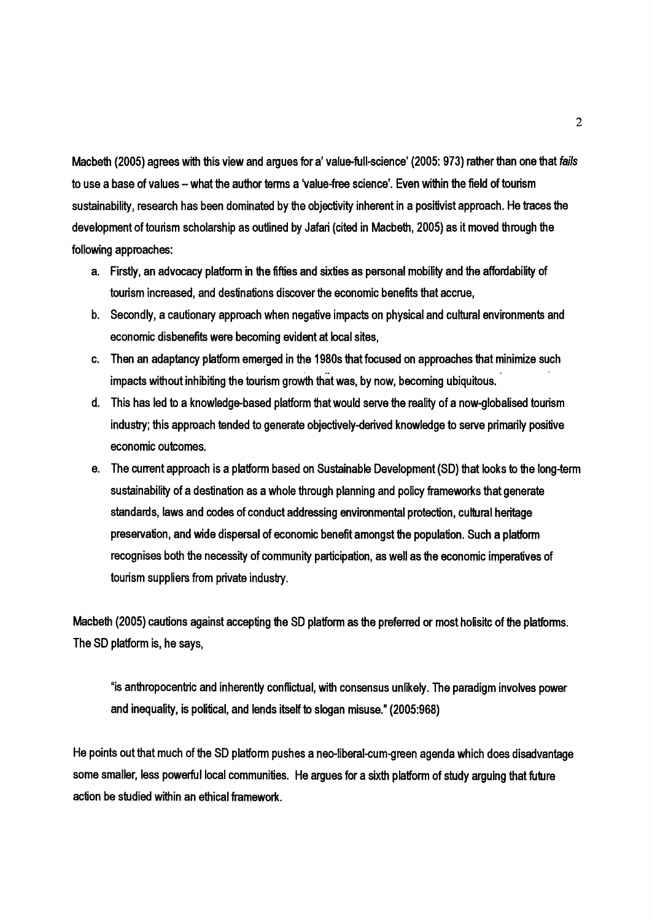Macbeth (2005) agrees with this view and argues for a' value-full-science' (2005: 973) rather than one that *fails* to use a base of values – what the author terms a 'value-free science'. Even within the field of tourism sustainability, research has been dominated by the objectivity inherent in a positivist approach. He traces the development of tourism scholarship as outlined by Jafari (cited in Macbeth, 2005) as it moved through the following approaches:

a. Firstly, an advocacy platform in the fifties and sixties as personal mobility and the affordability of tourism increased, and destinations discover the economic benefits that accrue,
b. Secondly, a cautionary approach when negative impacts on physical and cultural environments and economic disbenefits were becoming evident at local sites,
c. Then an adaptancy platform emerged in the 1980s that focused on approaches that minimize such impacts without inhibiting the tourism growth that was, by now, becoming ubiquitous.
d. This has led to a knowledge-based platform that would serve the reality of a now-globalised tourism industry; this approach tended to generate objectively-derived knowledge to serve primarily positive economic outcomes.
e. The current approach is a platform based on Sustainable Development (SD) that looks to the long-term sustainability of a destination as a whole through planning and policy frameworks that generate standards, laws and codes of conduct addressing environmental protection, cultural heritage preservation, and wide dispersal of economic benefit amongst the population. Such a platform recognises both the necessity of community participation, as well as the economic imperatives of tourism suppliers from private industry.

Macbeth (2005) cautions against accepting the SD platform as the preferred or most holisitc of the platforms. The SD platform is, he says,

> "is anthropocentric and inherently conflictual, with consensus unlikely. The paradigm involves power and inequality, is political, and lends itself to slogan misuse." (2005:968)

He points out that much of the SD platform pushes a neo-liberal-cum-green agenda which does disadvantage some smaller, less powerful local communities. He argues for a sixth platform of study arguing that future action be studied within an ethical framework.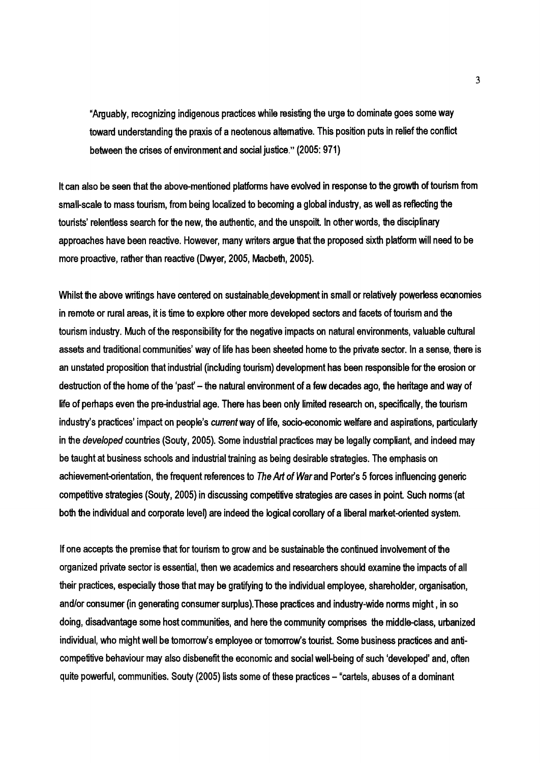"Arguably, recognizing indigenous practices while resisting the urge to dominate goes some way toward understanding the praxis of a neotenous alternative. This position puts in relief the conflict between the crises of environment and social justice." (2005: 971)

It can also be seen that the above-mentioned platforms have evolved in response to the growth of tourism from small-scale to mass tourism, from being localized to becoming a global industry, as well as reflecting the tourists' relentless search for the new, the authentic, and the unspoilt. In other words, the disciplinary approaches have been reactive. However, many writers argue that the proposed sixth platform will need to be more proactive, rather than reactive (Dwyer, 2005, Macbeth, 2005).

Whilst the above writings have centered on sustainable development in small or relatively powerless economies in remote or rural areas, it is time to explore other more developed sectors and facets of tourism and the tourism industry. Much of the responsibility for the negative impacts on natural environments, valuable cultural assets and traditional communities' way of life has been sheeted home to the private sector. In a sense, there is an unstated proposition that industrial (including tourism) development has been responsible for the erosion or destruction of the home of the 'past' – the natural environment of a few decades ago, the heritage and way of life of perhaps even the pre-industrial age. There has been only limited research on, specifically, the tourism industry's practices' impact on people's *current* way of life, socio-economic welfare and aspirations, particularly in the *developed* countries (Souty, 2005). Some industrial practices may be legally compliant, and indeed may be taught at business schools and industrial training as being desirable strategies. The emphasis on achievement-orientation, the frequent references to *The Art of War* and Porter's 5 forces influencing generic competitive strategies (Souty, 2005) in discussing competitive strategies are cases in point. Such norms (at both the individual and corporate level) are indeed the logical corollary of a liberal market-oriented system.

If one accepts the premise that for tourism to grow and be sustainable the continued involvement of the organized private sector is essential, then we academics and researchers should examine the impacts of all their practices, especially those that may be gratifying to the individual employee, shareholder, organisation, and/or consumer (in generating consumer surplus).These practices and industry-wide norms might , in so doing, disadvantage some host communities, and here the community comprises the middle-class, urbanized individual, who might well be tomorrow's employee or tomorrow's tourist. Some business practices and anti-competitive behaviour may also disbenefit the economic and social well-being of such 'developed' and, often quite powerful, communities. Souty (2005) lists some of these practices – "cartels, abuses of a dominant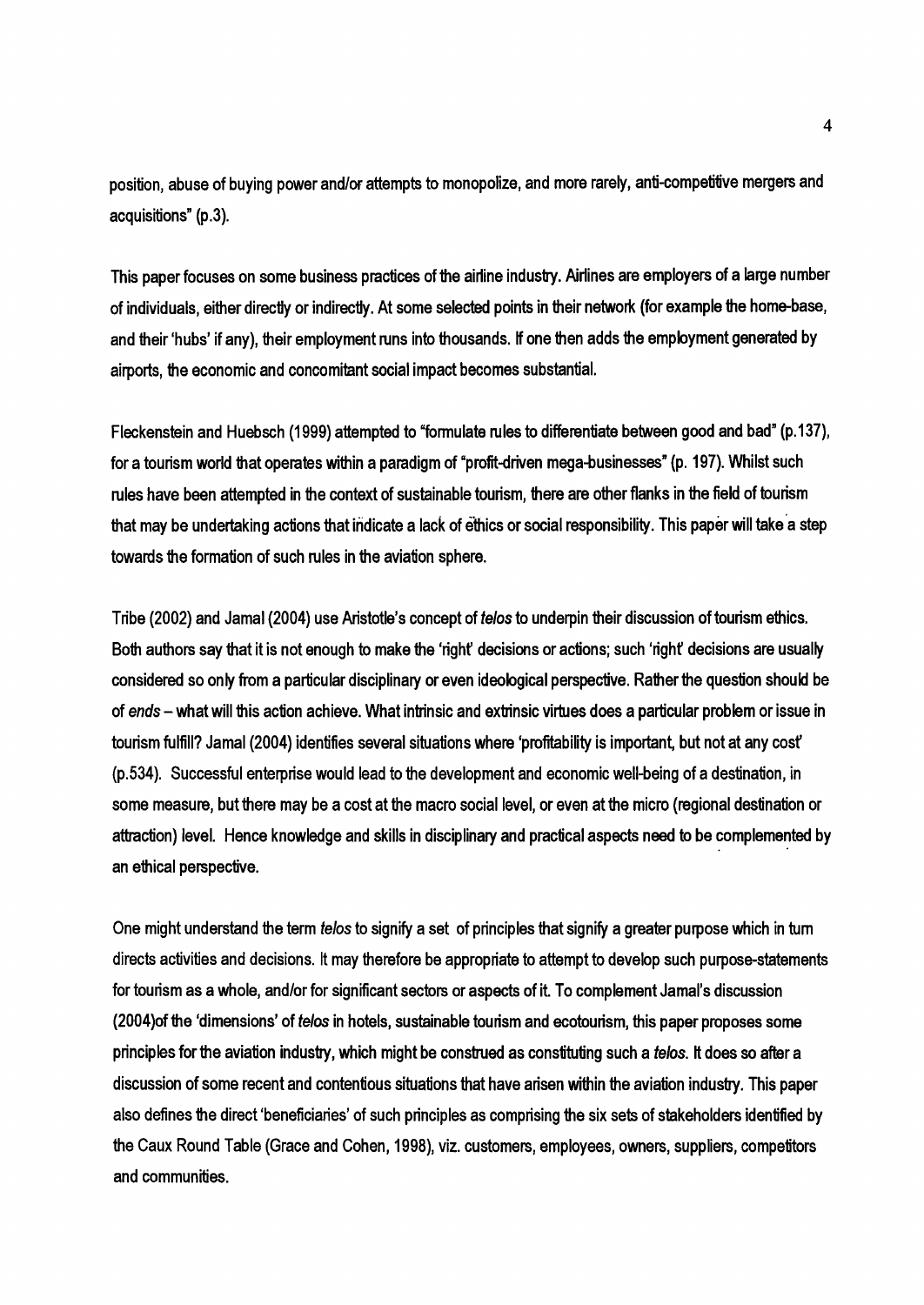position, abuse of buying power and/or attempts to monopolize, and more rarely, anti-competitive mergers and acquisitions" (p.3).

This paper focuses on some business practices of the airline industry. Airlines are employers of a large number of individuals, either directly or indirectly. At some selected points in their network (for example the home-base, and their 'hubs' if any), their employment runs into thousands. If one then adds the employment generated by airports, the economic and concomitant social impact becomes substantial.

Fleckenstein and Huebsch (1999) attempted to "formulate rules to differentiate between good and bad" (p.137), for a tourism world that operates within a paradigm of "profit-driven mega-businesses" (p. 197). Whilst such rules have been attempted in the context of sustainable tourism, there are other flanks in the field of tourism that may be undertaking actions that indicate a lack of ethics or social responsibility. This paper will take a step towards the formation of such rules in the aviation sphere.

Tribe (2002) and Jamal (2004) use Aristotle's concept of *telos* to underpin their discussion of tourism ethics. Both authors say that it is not enough to make the 'right' decisions or actions; such 'right' decisions are usually considered so only from a particular disciplinary or even ideological perspective. Rather the question should be of *ends* – what will this action achieve. What intrinsic and extrinsic virtues does a particular problem or issue in tourism fulfill? Jamal (2004) identifies several situations where 'profitability is important, but not at any cost' (p.534). Successful enterprise would lead to the development and economic well-being of a destination, in some measure, but there may be a cost at the macro social level, or even at the micro (regional destination or attraction) level. Hence knowledge and skills in disciplinary and practical aspects need to be complemented by an ethical perspective.

One might understand the term *telos* to signify a set of principles that signify a greater purpose which in turn directs activities and decisions. It may therefore be appropriate to attempt to develop such purpose-statements for tourism as a whole, and/or for significant sectors or aspects of it. To complement Jamal's discussion (2004)of the 'dimensions' of *telos* in hotels, sustainable tourism and ecotourism, this paper proposes some principles for the aviation industry, which might be construed as constituting such a *telos*. It does so after a discussion of some recent and contentious situations that have arisen within the aviation industry. This paper also defines the direct 'beneficiaries' of such principles as comprising the six sets of stakeholders identified by the Caux Round Table (Grace and Cohen, 1998), viz. customers, employees, owners, suppliers, competitors and communities.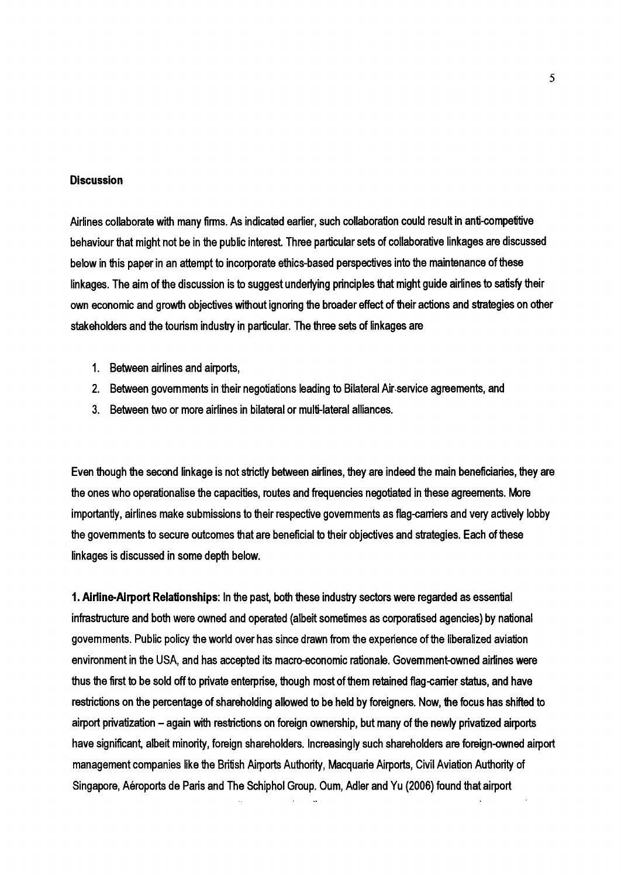**Discussion**

Airlines collaborate with many firms. As indicated earlier, such collaboration could result in anti-competitive behaviour that might not be in the public interest. Three particular sets of collaborative linkages are discussed below in this paper in an attempt to incorporate ethics-based perspectives into the maintenance of these linkages. The aim of the discussion is to suggest underlying principles that might guide airlines to satisfy their own economic and growth objectives without ignoring the broader effect of their actions and strategies on other stakeholders and the tourism industry in particular. The three sets of linkages are

1. Between airlines and airports,
2. Between governments in their negotiations leading to Bilateral Air-service agreements, and
3. Between two or more airlines in bilateral or multi-lateral alliances.

Even though the second linkage is not strictly between airlines, they are indeed the main beneficiaries, they are the ones who operationalise the capacities, routes and frequencies negotiated in these agreements. More importantly, airlines make submissions to their respective governments as flag-carriers and very actively lobby the governments to secure outcomes that are beneficial to their objectives and strategies. Each of these linkages is discussed in some depth below.

**1. Airline-Airport Relationships**: In the past, both these industry sectors were regarded as essential infrastructure and both were owned and operated (albeit sometimes as corporatised agencies) by national governments. Public policy the world over has since drawn from the experience of the liberalized aviation environment in the USA, and has accepted its macro-economic rationale. Government-owned airlines were thus the first to be sold off to private enterprise, though most of them retained flag-carrier status, and have restrictions on the percentage of shareholding allowed to be held by foreigners. Now, the focus has shifted to airport privatization – again with restrictions on foreign ownership, but many of the newly privatized airports have significant, albeit minority, foreign shareholders. Increasingly such shareholders are foreign-owned airport management companies like the British Airports Authority, Macquarie Airports, Civil Aviation Authority of Singapore, Aéroports de Paris and The Schiphol Group. Oum, Adler and Yu (2006) found that airport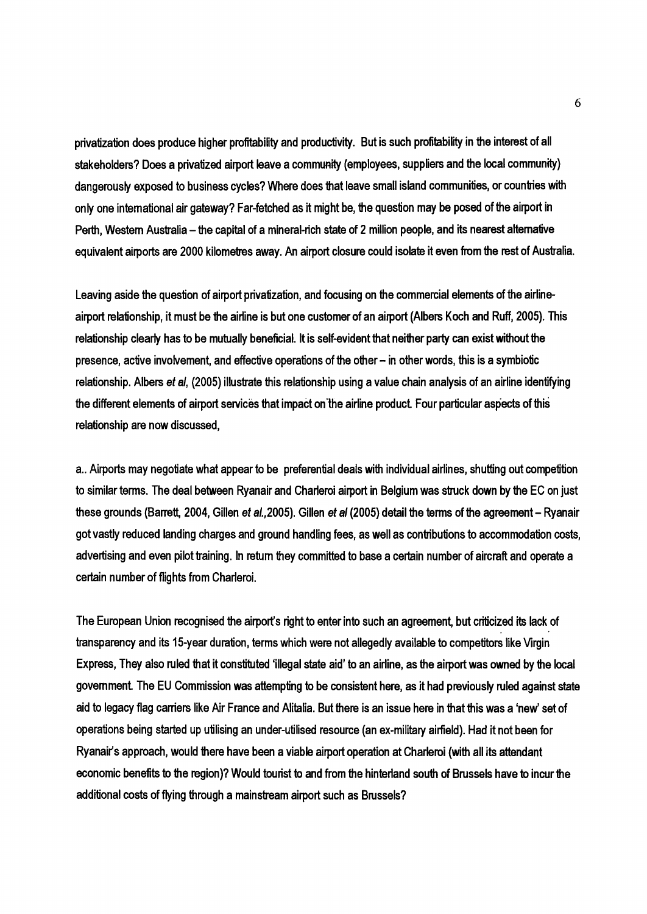privatization does produce higher profitability and productivity. But is such profitability in the interest of all stakeholders? Does a privatized airport leave a community (employees, suppliers and the local community) dangerously exposed to business cycles? Where does that leave small island communities, or countries with only one international air gateway? Far-fetched as it might be, the question may be posed of the airport in Perth, Western Australia – the capital of a mineral-rich state of 2 million people, and its nearest alternative equivalent airports are 2000 kilometres away. An airport closure could isolate it even from the rest of Australia.

Leaving aside the question of airport privatization, and focusing on the commercial elements of the airline-airport relationship, it must be the airline is but one customer of an airport (Albers Koch and Ruff, 2005). This relationship clearly has to be mutually beneficial. It is self-evident that neither party can exist without the presence, active involvement, and effective operations of the other – in other words, this is a symbiotic relationship. Albers *et al*, (2005) illustrate this relationship using a value chain analysis of an airline identifying the different elements of airport services that impact on the airline product. Four particular aspects of this relationship are now discussed,

a.. Airports may negotiate what appear to be preferential deals with individual airlines, shutting out competition to similar terms. The deal between Ryanair and Charleroi airport in Belgium was struck down by the EC on just these grounds (Barrett, 2004, Gillen *et al.*,2005). Gillen *et al* (2005) detail the terms of the agreement – Ryanair got vastly reduced landing charges and ground handling fees, as well as contributions to accommodation costs, advertising and even pilot training. In return they committed to base a certain number of aircraft and operate a certain number of flights from Charleroi.

The European Union recognised the airport's right to enter into such an agreement, but criticized its lack of transparency and its 15-year duration, terms which were not allegedly available to competitors like Virgin Express, They also ruled that it constituted 'illegal state aid' to an airline, as the airport was owned by the local government. The EU Commission was attempting to be consistent here, as it had previously ruled against state aid to legacy flag carriers like Air France and Alitalia. But there is an issue here in that this was a 'new' set of operations being started up utilising an under-utilised resource (an ex-military airfield). Had it not been for Ryanair's approach, would there have been a viable airport operation at Charleroi (with all its attendant economic benefits to the region)? Would tourist to and from the hinterland south of Brussels have to incur the additional costs of flying through a mainstream airport such as Brussels?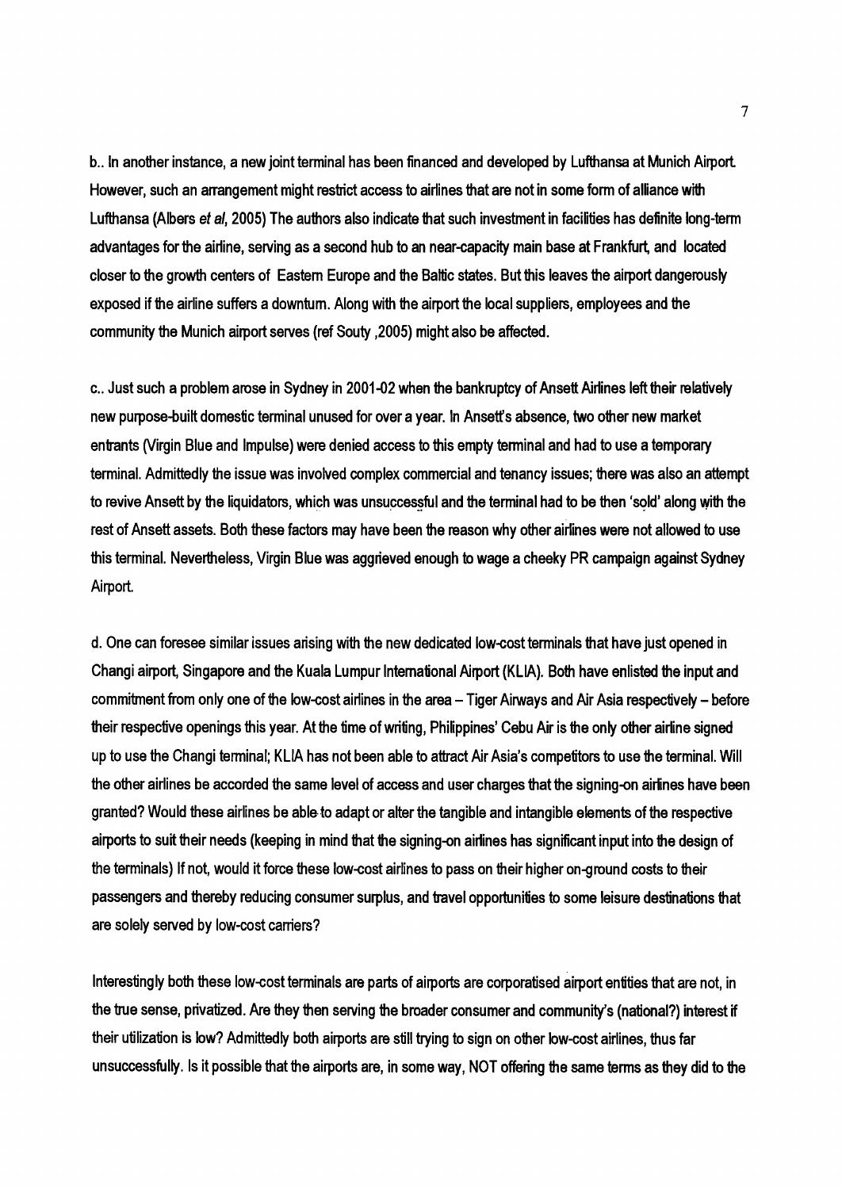b.. In another instance, a new joint terminal has been financed and developed by Lufthansa at Munich Airport. However, such an arrangement might restrict access to airlines that are not in some form of alliance with Lufthansa (Albers *et al*, 2005) The authors also indicate that such investment in facilities has definite long-term advantages for the airline, serving as a second hub to an near-capacity main base at Frankfurt, and located closer to the growth centers of Eastern Europe and the Baltic states. But this leaves the airport dangerously exposed if the airline suffers a downturn. Along with the airport the local suppliers, employees and the community the Munich airport serves (ref Souty ,2005) might also be affected.

c.. Just such a problem arose in Sydney in 2001-02 when the bankruptcy of Ansett Airlines left their relatively new purpose-built domestic terminal unused for over a year. In Ansett's absence, two other new market entrants (Virgin Blue and Impulse) were denied access to this empty terminal and had to use a temporary terminal. Admittedly the issue was involved complex commercial and tenancy issues; there was also an attempt to revive Ansett by the liquidators, which was unsuccessful and the terminal had to be then 'sold' along with the rest of Ansett assets. Both these factors may have been the reason why other airlines were not allowed to use this terminal. Nevertheless, Virgin Blue was aggrieved enough to wage a cheeky PR campaign against Sydney Airport.

d. One can foresee similar issues arising with the new dedicated low-cost terminals that have just opened in Changi airport, Singapore and the Kuala Lumpur International Airport (KLIA). Both have enlisted the input and commitment from only one of the low-cost airlines in the area – Tiger Airways and Air Asia respectively – before their respective openings this year. At the time of writing, Philippines' Cebu Air is the only other airline signed up to use the Changi terminal; KLIA has not been able to attract Air Asia's competitors to use the terminal. Will the other airlines be accorded the same level of access and user charges that the signing-on airlines have been granted? Would these airlines be able to adapt or alter the tangible and intangible elements of the respective airports to suit their needs (keeping in mind that the signing-on airlines has significant input into the design of the terminals) If not, would it force these low-cost airlines to pass on their higher on-ground costs to their passengers and thereby reducing consumer surplus, and travel opportunities to some leisure destinations that are solely served by low-cost carriers?

Interestingly both these low-cost terminals are parts of airports are corporatised airport entities that are not, in the true sense, privatized. Are they then serving the broader consumer and community's (national?) interest if their utilization is low? Admittedly both airports are still trying to sign on other low-cost airlines, thus far unsuccessfully. Is it possible that the airports are, in some way, NOT offering the same terms as they did to the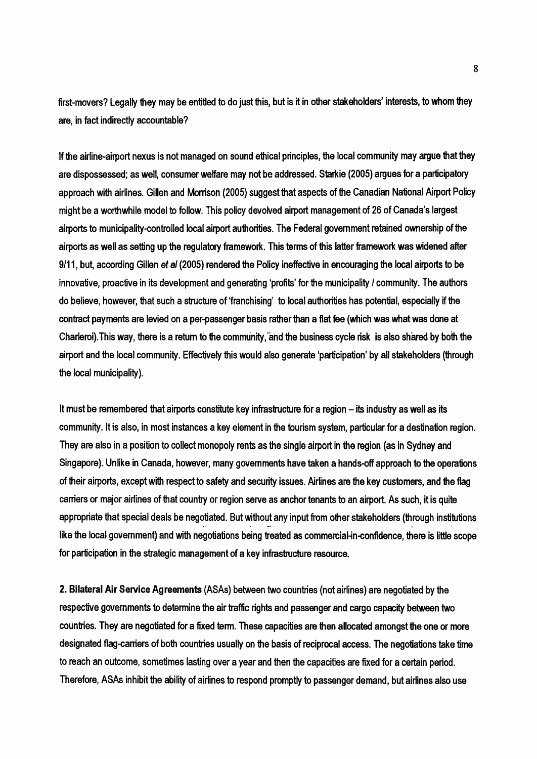first-movers? Legally they may be entitled to do just this, but is it in other stakeholders' interests, to whom they are, in fact indirectly accountable?

If the airline-airport nexus is not managed on sound ethical principles, the local community may argue that they are dispossessed; as well, consumer welfare may not be addressed. Starkie (2005) argues for a participatory approach with airlines. Gillen and Morrison (2005) suggest that aspects of the Canadian National Airport Policy might be a worthwhile model to follow. This policy devolved airport management of 26 of Canada's largest airports to municipality-controlled local airport authorities. The Federal government retained ownership of the airports as well as setting up the regulatory framework. This terms of this latter framework was widened after 9/11, but, according Gillen *et al* (2005) rendered the Policy ineffective in encouraging the local airports to be innovative, proactive in its development and generating 'profits' for the municipality / community. The authors do believe, however, that such a structure of 'franchising' to local authorities has potential, especially if the contract payments are levied on a per-passenger basis rather than a flat fee (which was what was done at Charleroi).This way, there is a return to the community, and the business cycle risk is also shared by both the airport and the local community. Effectively this would also generate 'participation' by all stakeholders (through the local municipality).

It must be remembered that airports constitute key infrastructure for a region – its industry as well as its community. It is also, in most instances a key element in the tourism system, particular for a destination region. They are also in a position to collect monopoly rents as the single airport in the region (as in Sydney and Singapore). Unlike in Canada, however, many governments have taken a hands-off approach to the operations of their airports, except with respect to safety and security issues. Airlines are the key customers, and the flag carriers or major airlines of that country or region serve as anchor tenants to an airport. As such, it is quite appropriate that special deals be negotiated. But without any input from other stakeholders (through institutions like the local government) and with negotiations being treated as commercial-in-confidence, there is little scope for participation in the strategic management of a key infrastructure resource.

**2. Bilateral Air Service Agreements** (ASAs) between two countries (not airlines) are negotiated by the respective governments to determine the air traffic rights and passenger and cargo capacity between two countries. They are negotiated for a fixed term. These capacities are then allocated amongst the one or more designated flag-carriers of both countries usually on the basis of reciprocal access. The negotiations take time to reach an outcome, sometimes lasting over a year and then the capacities are fixed for a certain period. Therefore, ASAs inhibit the ability of airlines to respond promptly to passenger demand, but airlines also use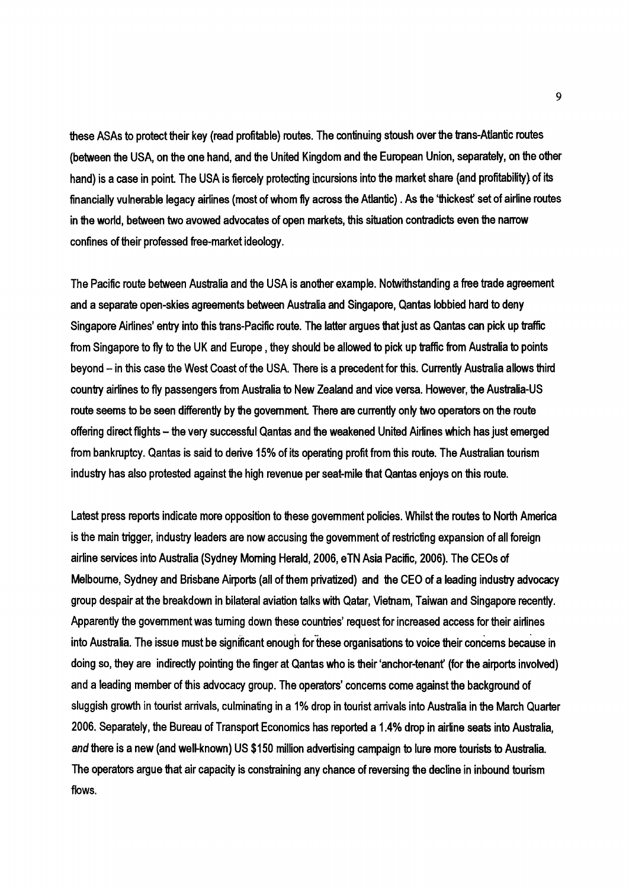these ASAs to protect their key (read profitable) routes. The continuing stoush over the trans-Atlantic routes (between the USA, on the one hand, and the United Kingdom and the European Union, separately, on the other hand) is a case in point. The USA is fiercely protecting incursions into the market share (and profitability) of its financially vulnerable legacy airlines (most of whom fly across the Atlantic) . As the 'thickest' set of airline routes in the world, between two avowed advocates of open markets, this situation contradicts even the narrow confines of their professed free-market ideology.

The Pacific route between Australia and the USA is another example. Notwithstanding a free trade agreement and a separate open-skies agreements between Australia and Singapore, Qantas lobbied hard to deny Singapore Airlines' entry into this trans-Pacific route. The latter argues that just as Qantas can pick up traffic from Singapore to fly to the UK and Europe , they should be allowed to pick up traffic from Australia to points beyond – in this case the West Coast of the USA. There is a precedent for this. Currently Australia allows third country airlines to fly passengers from Australia to New Zealand and vice versa. However, the Australia-US route seems to be seen differently by the government. There are currently only two operators on the route offering direct flights – the very successful Qantas and the weakened United Airlines which has just emerged from bankruptcy. Qantas is said to derive 15% of its operating profit from this route. The Australian tourism industry has also protested against the high revenue per seat-mile that Qantas enjoys on this route.

Latest press reports indicate more opposition to these government policies. Whilst the routes to North America is the main trigger, industry leaders are now accusing the government of restricting expansion of all foreign airline services into Australia (Sydney Morning Herald, 2006, eTN Asia Pacific, 2006). The CEOs of Melbourne, Sydney and Brisbane Airports (all of them privatized) and the CEO of a leading industry advocacy group despair at the breakdown in bilateral aviation talks with Qatar, Vietnam, Taiwan and Singapore recently. Apparently the government was turning down these countries' request for increased access for their airlines into Australia. The issue must be significant enough for these organisations to voice their concerns because in doing so, they are indirectly pointing the finger at Qantas who is their 'anchor-tenant' (for the airports involved) and a leading member of this advocacy group. The operators' concerns come against the background of sluggish growth in tourist arrivals, culminating in a 1% drop in tourist arrivals into Australia in the March Quarter 2006. Separately, the Bureau of Transport Economics has reported a 1.4% drop in airline seats into Australia, *and* there is a new (and well-known) US $150 million advertising campaign to lure more tourists to Australia. The operators argue that air capacity is constraining any chance of reversing the decline in inbound tourism flows.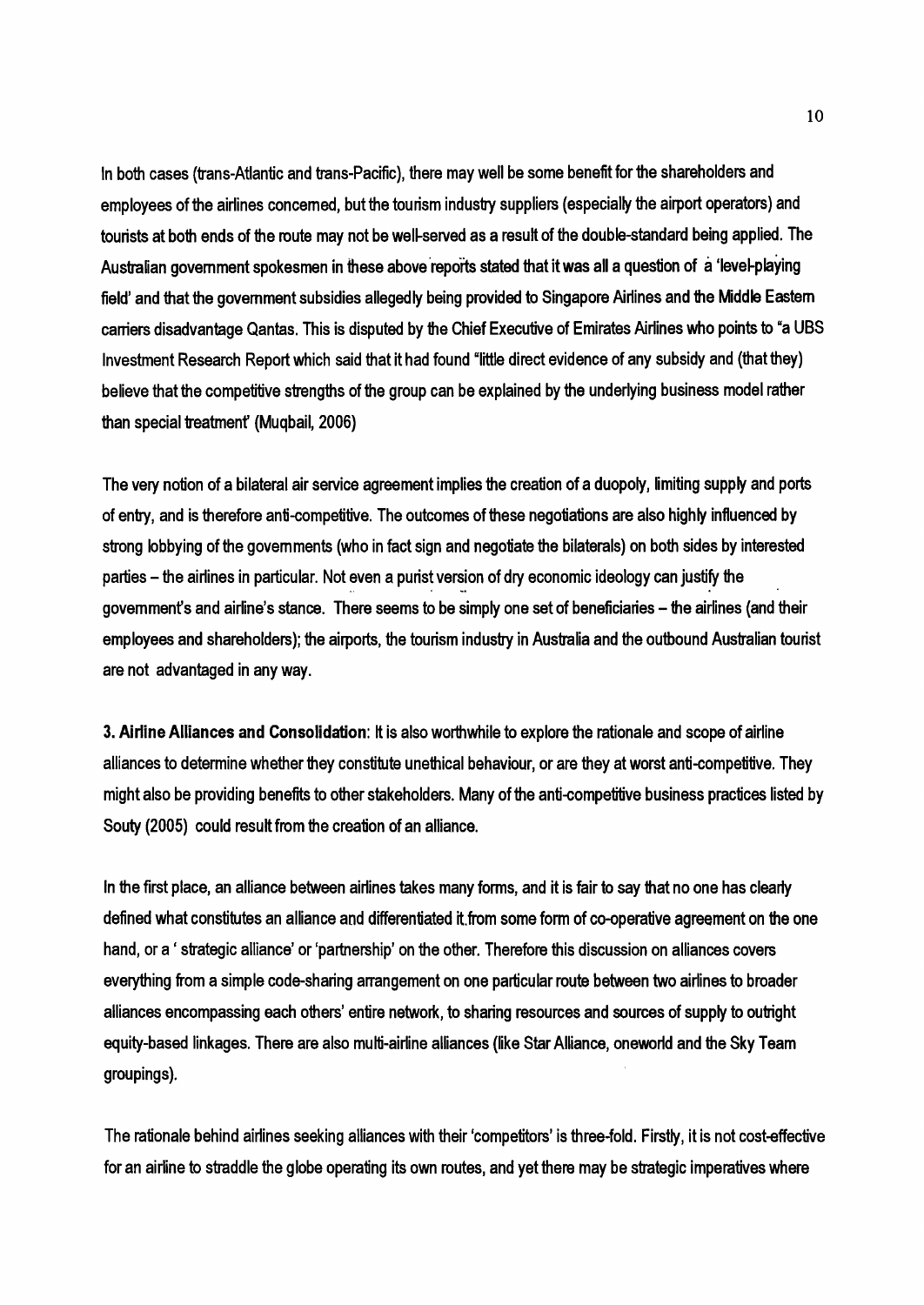In both cases (trans-Atlantic and trans-Pacific), there may well be some benefit for the shareholders and employees of the airlines concerned, but the tourism industry suppliers (especially the airport operators) and tourists at both ends of the route may not be well-served as a result of the double-standard being applied. The Australian government spokesmen in these above reports stated that it was all a question of a 'level-playing field' and that the government subsidies allegedly being provided to Singapore Airlines and the Middle Eastern carriers disadvantage Qantas. This is disputed by the Chief Executive of Emirates Airlines who points to "a UBS Investment Research Report which said that it had found "little direct evidence of any subsidy and (that they) believe that the competitive strengths of the group can be explained by the underlying business model rather than special treatment" (Muqbail, 2006)

The very notion of a bilateral air service agreement implies the creation of a duopoly, limiting supply and ports of entry, and is therefore anti-competitive. The outcomes of these negotiations are also highly influenced by strong lobbying of the governments (who in fact sign and negotiate the bilaterals) on both sides by interested parties – the airlines in particular. Not even a purist version of dry economic ideology can justify the government's and airline's stance. There seems to be simply one set of beneficiaries – the airlines (and their employees and shareholders); the airports, the tourism industry in Australia and the outbound Australian tourist are not advantaged in any way.

**3. Airline Alliances and Consolidation**: It is also worthwhile to explore the rationale and scope of airline alliances to determine whether they constitute unethical behaviour, or are they at worst anti-competitive. They might also be providing benefits to other stakeholders. Many of the anti-competitive business practices listed by Souty (2005) could result from the creation of an alliance.

In the first place, an alliance between airlines takes many forms, and it is fair to say that no one has clearly defined what constitutes an alliance and differentiated it from some form of co-operative agreement on the one hand, or a ' strategic alliance' or 'partnership' on the other. Therefore this discussion on alliances covers everything from a simple code-sharing arrangement on one particular route between two airlines to broader alliances encompassing each others' entire network, to sharing resources and sources of supply to outright equity-based linkages. There are also multi-airline alliances (like Star Alliance, oneworld and the Sky Team groupings).

The rationale behind airlines seeking alliances with their 'competitors' is three-fold. Firstly, it is not cost-effective for an airline to straddle the globe operating its own routes, and yet there may be strategic imperatives where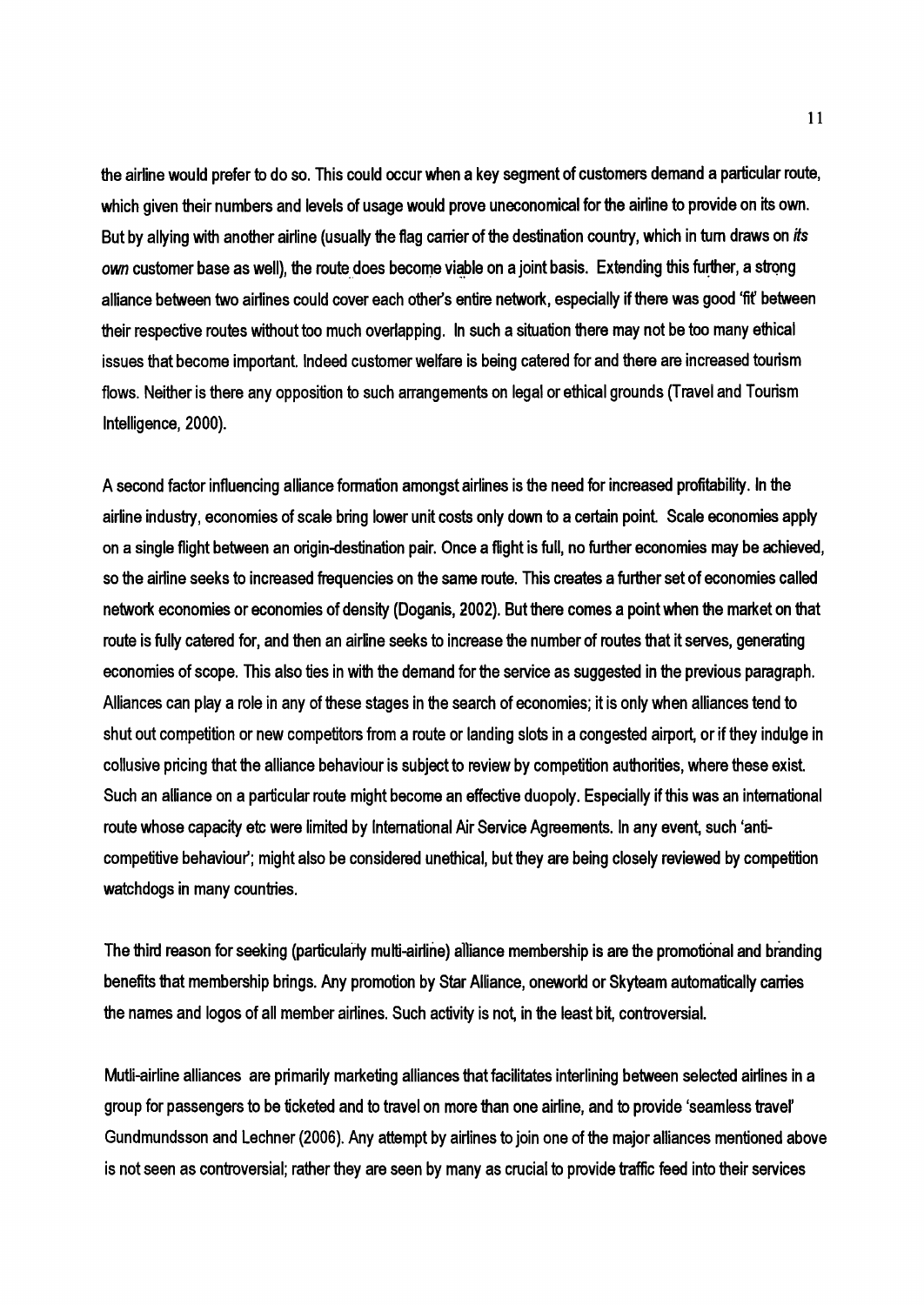the airline would prefer to do so. This could occur when a key segment of customers demand a particular route, which given their numbers and levels of usage would prove uneconomical for the airline to provide on its own. But by allying with another airline (usually the flag carrier of the destination country, which in turn draws on *its own* customer base as well), the route does become viable on a joint basis. Extending this further, a strong alliance between two airlines could cover each other's entire network, especially if there was good 'fit' between their respective routes without too much overlapping. In such a situation there may not be too many ethical issues that become important. Indeed customer welfare is being catered for and there are increased tourism flows. Neither is there any opposition to such arrangements on legal or ethical grounds (Travel and Tourism Intelligence, 2000).

A second factor influencing alliance formation amongst airlines is the need for increased profitability. In the airline industry, economies of scale bring lower unit costs only down to a certain point. Scale economies apply on a single flight between an origin-destination pair. Once a flight is full, no further economies may be achieved, so the airline seeks to increased frequencies on the same route. This creates a further set of economies called network economies or economies of density (Doganis, 2002). But there comes a point when the market on that route is fully catered for, and then an airline seeks to increase the number of routes that it serves, generating economies of scope. This also ties in with the demand for the service as suggested in the previous paragraph. Alliances can play a role in any of these stages in the search of economies; it is only when alliances tend to shut out competition or new competitors from a route or landing slots in a congested airport, or if they indulge in collusive pricing that the alliance behaviour is subject to review by competition authorities, where these exist. Such an alliance on a particular route might become an effective duopoly. Especially if this was an international route whose capacity etc were limited by International Air Service Agreements. In any event, such 'anti-competitive behaviour'; might also be considered unethical, but they are being closely reviewed by competition watchdogs in many countries.

The third reason for seeking (particularly multi-airline) alliance membership is are the promotional and branding benefits that membership brings. Any promotion by Star Alliance, oneworld or Skyteam automatically carries the names and logos of all member airlines. Such activity is not, in the least bit, controversial.

Mutli-airline alliances are primarily marketing alliances that facilitates interlining between selected airlines in a group for passengers to be ticketed and to travel on more than one airline, and to provide 'seamless travel' Gundmundsson and Lechner (2006). Any attempt by airlines to join one of the major alliances mentioned above is not seen as controversial; rather they are seen by many as crucial to provide traffic feed into their services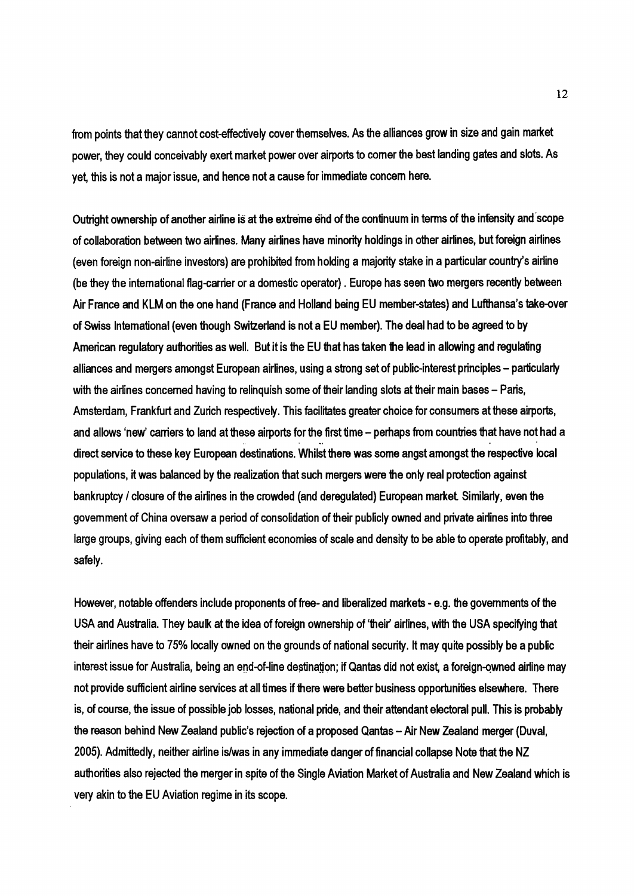from points that they cannot cost-effectively cover themselves. As the alliances grow in size and gain market power, they could conceivably exert market power over airports to corner the best landing gates and slots. As yet, this is not a major issue, and hence not a cause for immediate concern here.

Outright ownership of another airline is at the extreme end of the continuum in terms of the intensity and scope of collaboration between two airlines. Many airlines have minority holdings in other airlines, but foreign airlines (even foreign non-airline investors) are prohibited from holding a majority stake in a particular country's airline (be they the international flag-carrier or a domestic operator) . Europe has seen two mergers recently between Air France and KLM on the one hand (France and Holland being EU member-states) and Lufthansa's take-over of Swiss International (even though Switzerland is not a EU member). The deal had to be agreed to by American regulatory authorities as well. But it is the EU that has taken the lead in allowing and regulating alliances and mergers amongst European airlines, using a strong set of public-interest principles – particularly with the airlines concerned having to relinquish some of their landing slots at their main bases – Paris, Amsterdam, Frankfurt and Zurich respectively. This facilitates greater choice for consumers at these airports, and allows 'new' carriers to land at these airports for the first time – perhaps from countries that have not had a direct service to these key European destinations. Whilst there was some angst amongst the respective local populations, it was balanced by the realization that such mergers were the only real protection against bankruptcy / closure of the airlines in the crowded (and deregulated) European market. Similarly, even the government of China oversaw a period of consolidation of their publicly owned and private airlines into three large groups, giving each of them sufficient economies of scale and density to be able to operate profitably, and safely.

However, notable offenders include proponents of free- and liberalized markets - e.g. the governments of the USA and Australia. They baulk at the idea of foreign ownership of 'their' airlines, with the USA specifying that their airlines have to 75% locally owned on the grounds of national security. It may quite possibly be a public interest issue for Australia, being an end-of-line destination; if Qantas did not exist, a foreign-owned airline may not provide sufficient airline services at all times if there were better business opportunities elsewhere. There is, of course, the issue of possible job losses, national pride, and their attendant electoral pull. This is probably the reason behind New Zealand public's rejection of a proposed Qantas – Air New Zealand merger (Duval, 2005). Admittedly, neither airline is/was in any immediate danger of financial collapse Note that the NZ authorities also rejected the merger in spite of the Single Aviation Market of Australia and New Zealand which is very akin to the EU Aviation regime in its scope.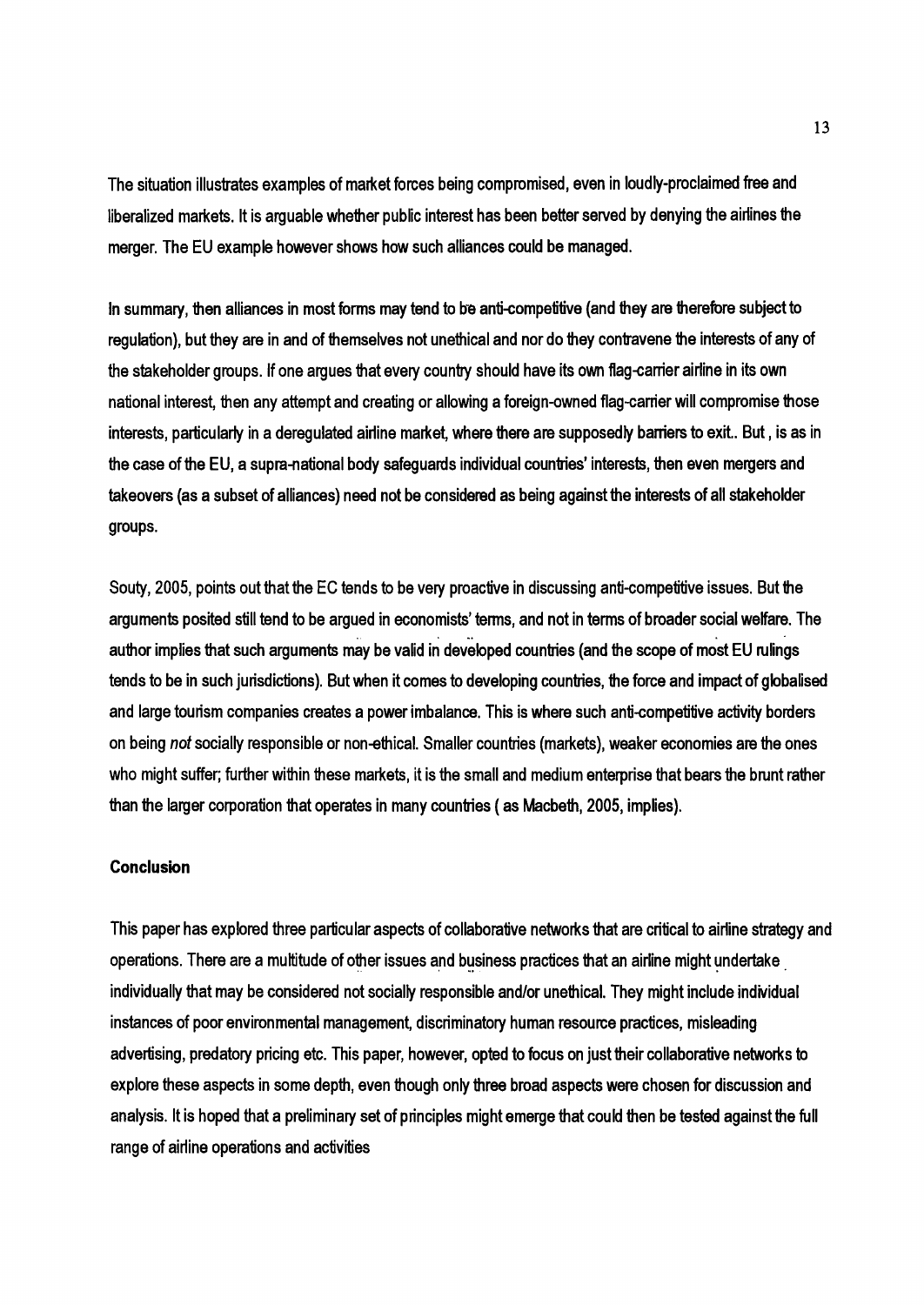The situation illustrates examples of market forces being compromised, even in loudly-proclaimed free and liberalized markets. It is arguable whether public interest has been better served by denying the airlines the merger. The EU example however shows how such alliances could be managed.

In summary, then alliances in most forms may tend to be anti-competitive (and they are therefore subject to regulation), but they are in and of themselves not unethical and nor do they contravene the interests of any of the stakeholder groups. If one argues that every country should have its own flag-carrier airline in its own national interest, then any attempt and creating or allowing a foreign-owned flag-carrier will compromise those interests, particularly in a deregulated airline market, where there are supposedly barriers to exit.. But , is as in the case of the EU, a supra-national body safeguards individual countries' interests, then even mergers and takeovers (as a subset of alliances) need not be considered as being against the interests of all stakeholder groups.

Souty, 2005, points out that the EC tends to be very proactive in discussing anti-competitive issues. But the arguments posited still tend to be argued in economists' terms, and not in terms of broader social welfare. The author implies that such arguments may be valid in developed countries (and the scope of most EU rulings tends to be in such jurisdictions). But when it comes to developing countries, the force and impact of globalised and large tourism companies creates a power imbalance. This is where such anti-competitive activity borders on being *not* socially responsible or non-ethical. Smaller countries (markets), weaker economies are the ones who might suffer; further within these markets, it is the small and medium enterprise that bears the brunt rather than the larger corporation that operates in many countries ( as Macbeth, 2005, implies).

**Conclusion**

This paper has explored three particular aspects of collaborative networks that are critical to airline strategy and operations. There are a multitude of other issues and business practices that an airline might undertake individually that may be considered not socially responsible and/or unethical. They might include individual instances of poor environmental management, discriminatory human resource practices, misleading advertising, predatory pricing etc. This paper, however, opted to focus on just their collaborative networks to explore these aspects in some depth, even though only three broad aspects were chosen for discussion and analysis. It is hoped that a preliminary set of principles might emerge that could then be tested against the full range of airline operations and activities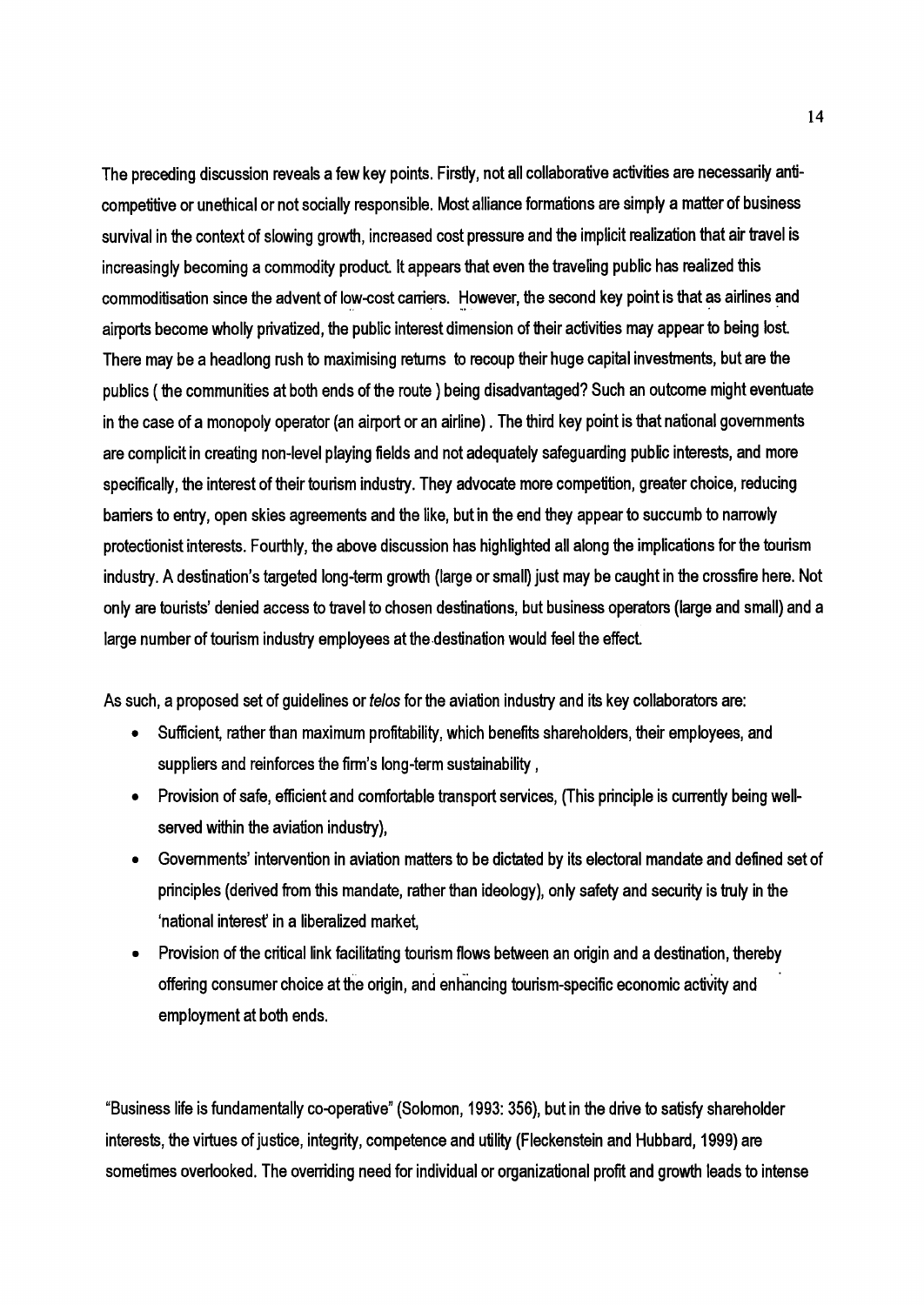The preceding discussion reveals a few key points. Firstly, not all collaborative activities are necessarily anti-competitive or unethical or not socially responsible. Most alliance formations are simply a matter of business survival in the context of slowing growth, increased cost pressure and the implicit realization that air travel is increasingly becoming a commodity product. It appears that even the traveling public has realized this commoditisation since the advent of low-cost carriers. However, the second key point is that as airlines and airports become wholly privatized, the public interest dimension of their activities may appear to being lost. There may be a headlong rush to maximising returns to recoup their huge capital investments, but are the publics ( the communities at both ends of the route ) being disadvantaged? Such an outcome might eventuate in the case of a monopoly operator (an airport or an airline) . The third key point is that national governments are complicit in creating non-level playing fields and not adequately safeguarding public interests, and more specifically, the interest of their tourism industry. They advocate more competition, greater choice, reducing barriers to entry, open skies agreements and the like, but in the end they appear to succumb to narrowly protectionist interests. Fourthly, the above discussion has highlighted all along the implications for the tourism industry. A destination's targeted long-term growth (large or small) just may be caught in the crossfire here. Not only are tourists' denied access to travel to chosen destinations, but business operators (large and small) and a large number of tourism industry employees at the destination would feel the effect.

As such, a proposed set of guidelines or *telos* for the aviation industry and its key collaborators are:

- Sufficient, rather than maximum profitability, which benefits shareholders, their employees, and suppliers and reinforces the firm's long-term sustainability ,
- Provision of safe, efficient and comfortable transport services, (This principle is currently being well-served within the aviation industry),
- Governments' intervention in aviation matters to be dictated by its electoral mandate and defined set of principles (derived from this mandate, rather than ideology), only safety and security is truly in the 'national interest' in a liberalized market,
- Provision of the critical link facilitating tourism flows between an origin and a destination, thereby offering consumer choice at the origin, and enhancing tourism-specific economic activity and employment at both ends.

"Business life is fundamentally co-operative" (Solomon, 1993: 356), but in the drive to satisfy shareholder interests, the virtues of justice, integrity, competence and utility (Fleckenstein and Hubbard, 1999) are sometimes overlooked. The overriding need for individual or organizational profit and growth leads to intense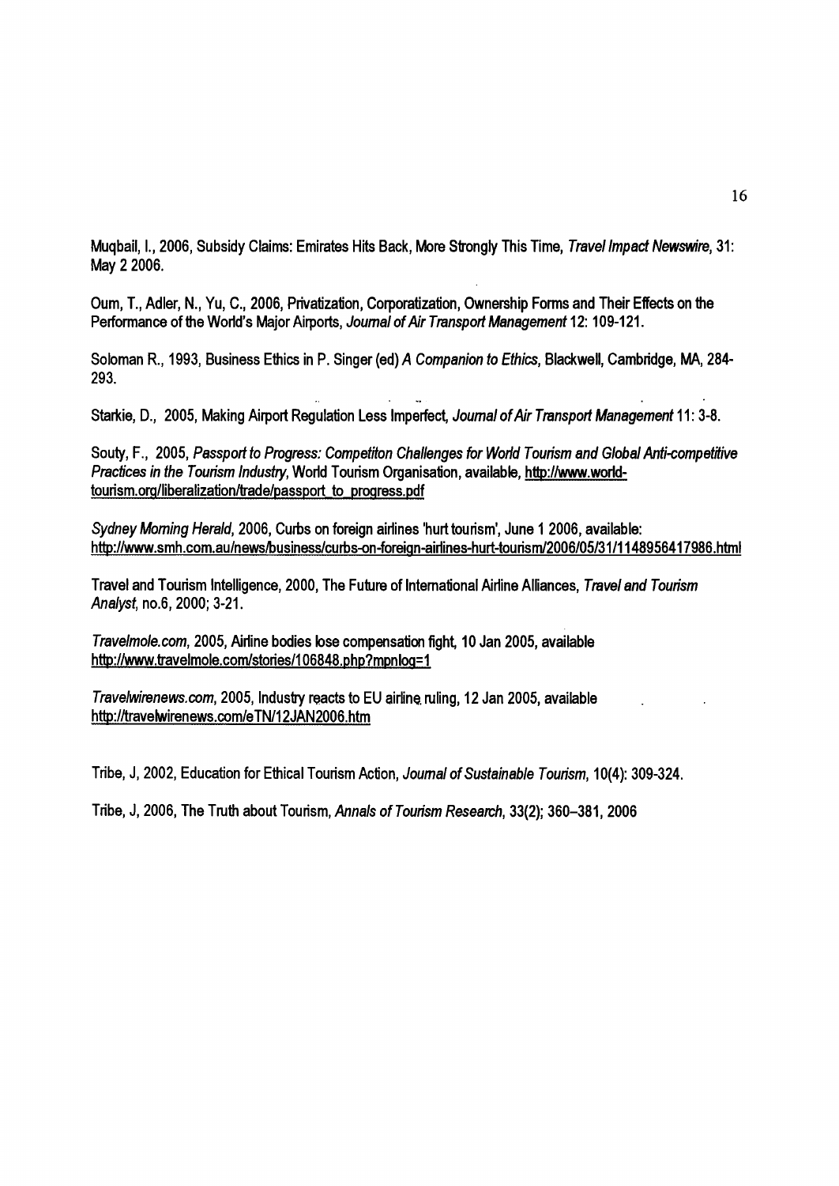Muqbail, I., 2006, Subsidy Claims: Emirates Hits Back, More Strongly This Time, *Travel Impact Newswire*, 31: May 2 2006.

Oum, T., Adler, N., Yu, C., 2006, Privatization, Corporatization, Ownership Forms and Their Effects on the Performance of the World's Major Airports, *Journal of Air Transport Management* 12: 109-121.

Soloman R., 1993, Business Ethics in P. Singer (ed) *A Companion to Ethics*, Blackwell, Cambridge, MA, 284-293.

Starkie, D., 2005, Making Airport Regulation Less Imperfect, *Journal of Air Transport Management* 11: 3-8.

Souty, F., 2005, *Passport to Progress: Competiton Challenges for World Tourism and Global Anti-competitive Practices in the Tourism Industry*, World Tourism Organisation, available, http://www.world-tourism.org/liberalization/trade/passport_to_progress.pdf

*Sydney Morning Herald*, 2006, Curbs on foreign airlines 'hurt tourism', June 1 2006, available: http://www.smh.com.au/news/business/curbs-on-foreign-airlines-hurt-tourism/2006/05/31/1148956417986.html

Travel and Tourism Intelligence, 2000, The Future of International Airline Alliances, *Travel and Tourism Analyst*, no.6, 2000; 3-21.

*Travelmole.com*, 2005, Airline bodies lose compensation fight, 10 Jan 2005, available http://www.travelmole.com/stories/106848.php?mpnlog=1

*Travelwirenews.com*, 2005, Industry reacts to EU airline ruling, 12 Jan 2005, available http://travelwirenews.com/eTN/12JAN2006.htm

Tribe, J, 2002, Education for Ethical Tourism Action, *Journal of Sustainable Tourism*, 10(4): 309-324.

Tribe, J, 2006, The Truth about Tourism, *Annals of Tourism Research*, 33(2); 360–381, 2006